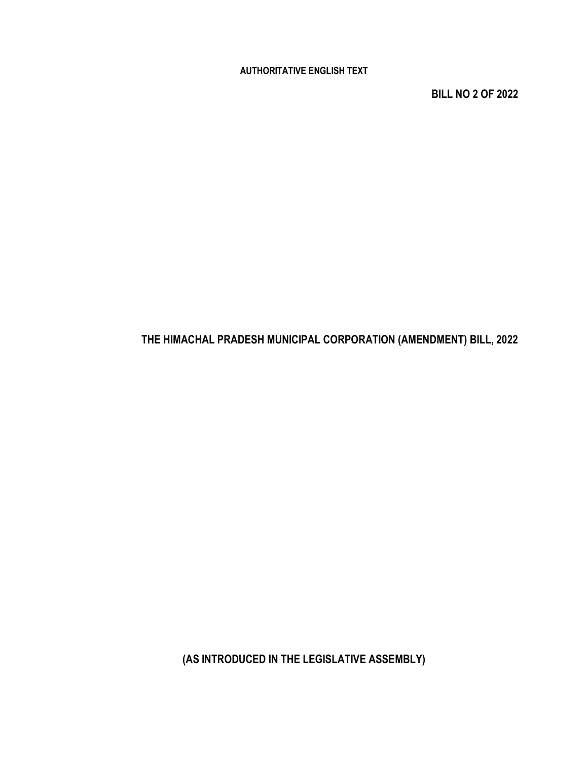**AUTHORITATIVE ENGLISH TEXT**

**BILL NO 2 OF 2022**

# THE HIMACHAL PRADESH MUNICIPAL CORPORATION (AMENDMENT) BILL, 2022

**(AS INTRODUCED IN THE LEGISLATIVE ASSEMBLY)**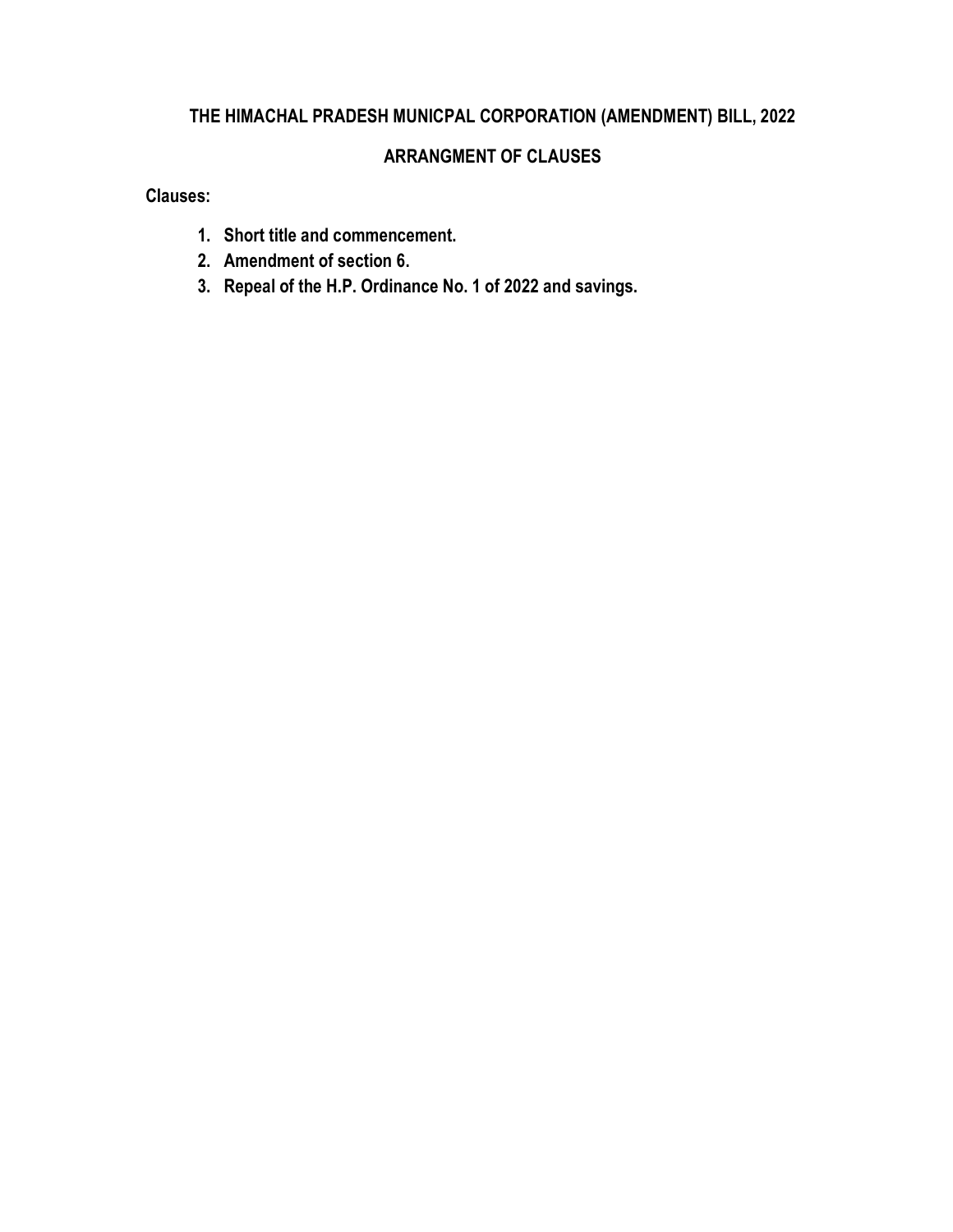# THE HIMACHAL PRADESH MUNICPAL CORPORATION (AMENDMENT) BILL, 2022

## ARRANGMENT OF CLAUSES

**Clauses:**

1. **Short title and commencement.**
2. **Amendment of section 6.**
3. **Repeal of the H.P. Ordinance No. 1 of 2022 and savings.**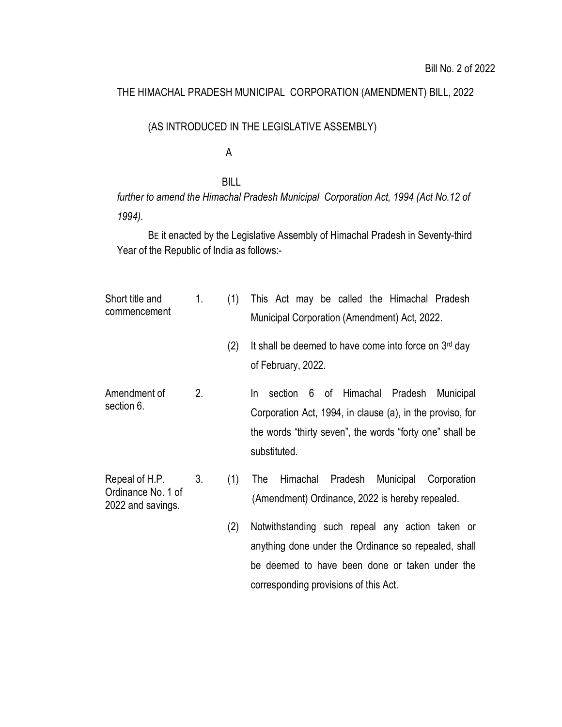Bill No. 2 of 2022

# THE HIMACHAL PRADESH MUNICIPAL CORPORATION (AMENDMENT) BILL, 2022

(AS INTRODUCED IN THE LEGISLATIVE ASSEMBLY)

A

BILL

*further to amend the Himachal Pradesh Municipal Corporation Act, 1994 (Act No.12 of 1994).*

BE it enacted by the Legislative Assembly of Himachal Pradesh in Seventy-third Year of the Republic of India as follows:-

**Short title and commencement**

1. (1) This Act may be called the Himachal Pradesh Municipal Corporation (Amendment) Act, 2022.

   (2) It shall be deemed to have come into force on 3rd day of February, 2022.

**Amendment of section 6.**

2. In section 6 of Himachal Pradesh Municipal Corporation Act, 1994, in clause (a), in the proviso, for the words "thirty seven", the words "forty one" shall be substituted.

**Repeal of H.P. Ordinance No. 1 of 2022 and savings.**

3. (1) The Himachal Pradesh Municipal Corporation (Amendment) Ordinance, 2022 is hereby repealed.

   (2) Notwithstanding such repeal any action taken or anything done under the Ordinance so repealed, shall be deemed to have been done or taken under the corresponding provisions of this Act.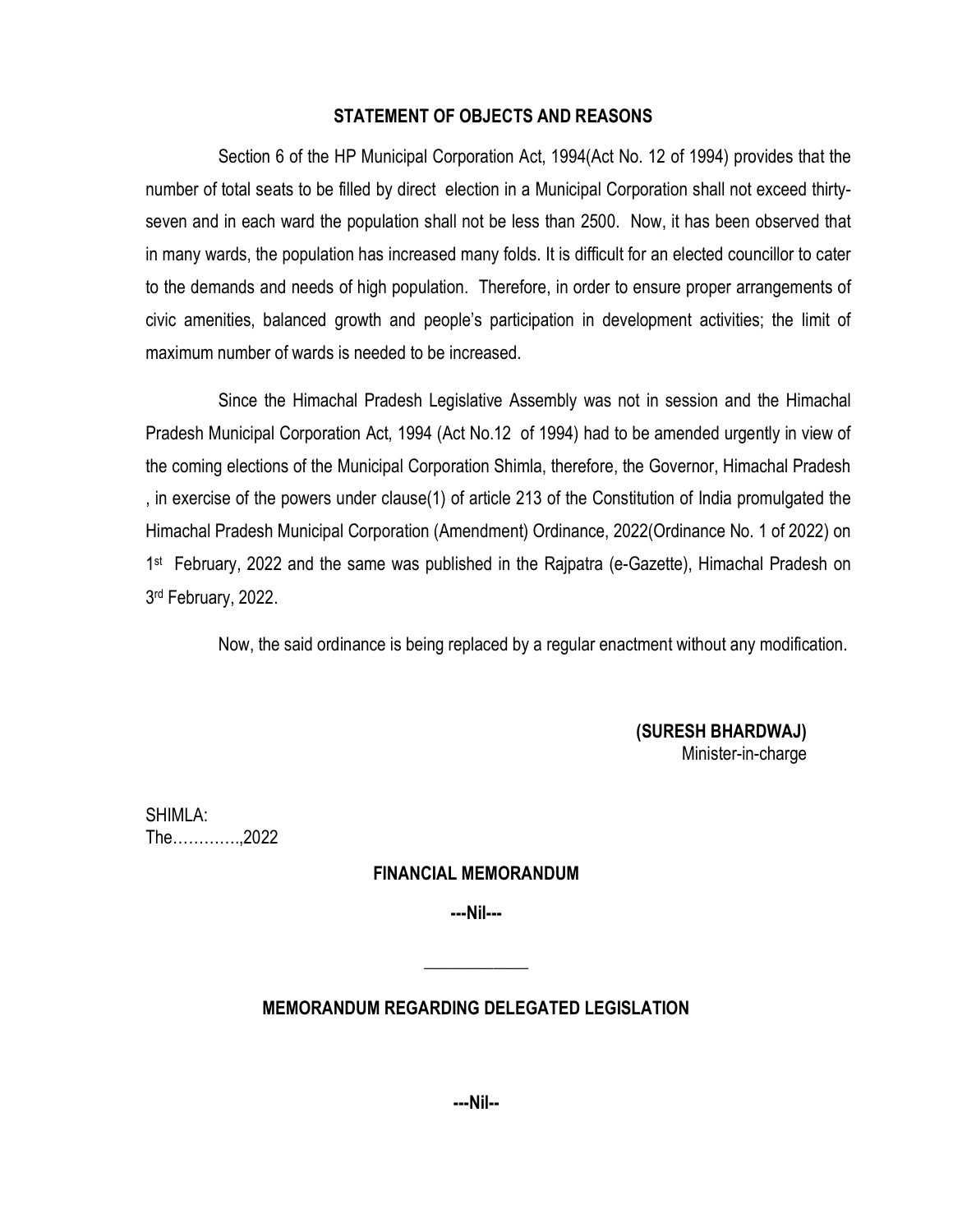## STATEMENT OF OBJECTS AND REASONS

Section 6 of the HP Municipal Corporation Act, 1994(Act No. 12 of 1994) provides that the number of total seats to be filled by direct election in a Municipal Corporation shall not exceed thirty-seven and in each ward the population shall not be less than 2500. Now, it has been observed that in many wards, the population has increased many folds. It is difficult for an elected councillor to cater to the demands and needs of high population. Therefore, in order to ensure proper arrangements of civic amenities, balanced growth and people's participation in development activities; the limit of maximum number of wards is needed to be increased.

Since the Himachal Pradesh Legislative Assembly was not in session and the Himachal Pradesh Municipal Corporation Act, 1994 (Act No.12 of 1994) had to be amended urgently in view of the coming elections of the Municipal Corporation Shimla, therefore, the Governor, Himachal Pradesh , in exercise of the powers under clause(1) of article 213 of the Constitution of India promulgated the Himachal Pradesh Municipal Corporation (Amendment) Ordinance, 2022(Ordinance No. 1 of 2022) on 1st February, 2022 and the same was published in the Rajpatra (e-Gazette), Himachal Pradesh on 3rd February, 2022.

Now, the said ordinance is being replaced by a regular enactment without any modification.

**(SURESH BHARDWAJ)**
Minister-in-charge

SHIMLA:
The…………..,2022

## FINANCIAL MEMORANDUM

**---Nil---**

---

## MEMORANDUM REGARDING DELEGATED LEGISLATION

**---Nil--**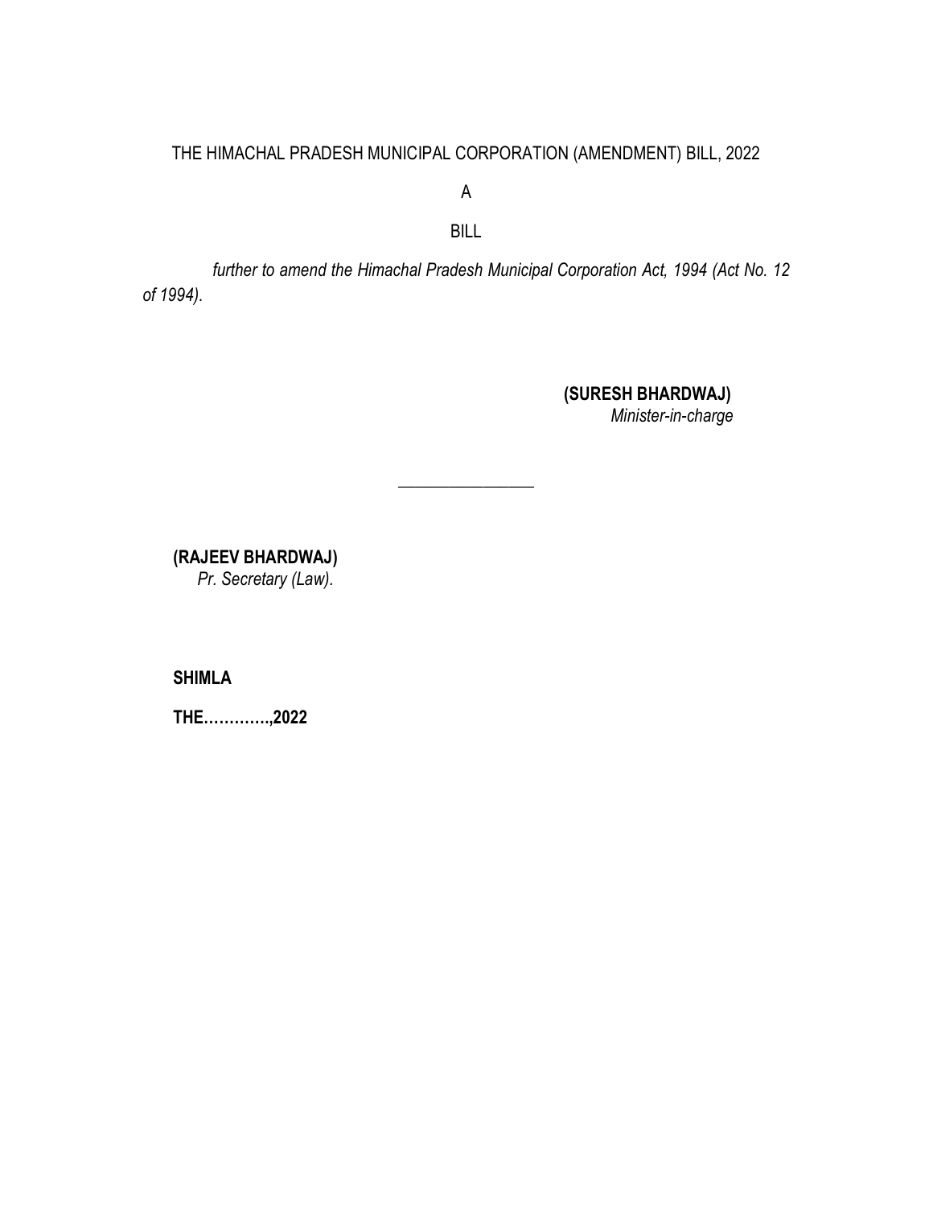THE HIMACHAL PRADESH MUNICIPAL CORPORATION (AMENDMENT) BILL, 2022

A

BILL

*further to amend the Himachal Pradesh Municipal Corporation Act, 1994 (Act No. 12 of 1994).*

**(SURESH BHARDWAJ)**
*Minister-in-charge*

---

**(RAJEEV BHARDWAJ)**
*Pr. Secretary (Law).*

**SHIMLA**

**THE………….,2022**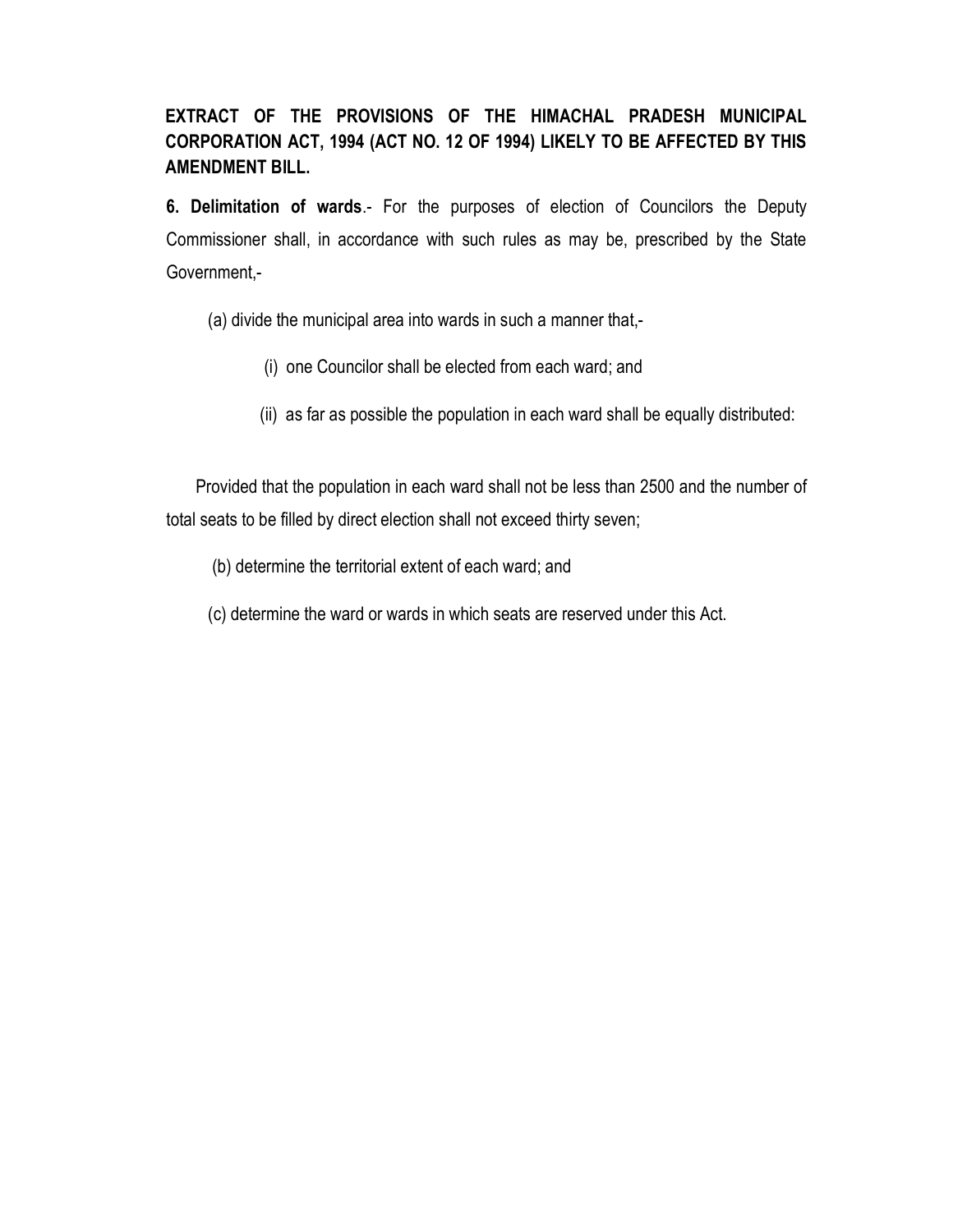**EXTRACT OF THE PROVISIONS OF THE HIMACHAL PRADESH MUNICIPAL CORPORATION ACT, 1994 (ACT NO. 12 OF 1994) LIKELY TO BE AFFECTED BY THIS AMENDMENT BILL.**

**6. Delimitation of wards**.- For the purposes of election of Councilors the Deputy Commissioner shall, in accordance with such rules as may be, prescribed by the State Government,-

(a) divide the municipal area into wards in such a manner that,-

(i) one Councilor shall be elected from each ward; and

(ii) as far as possible the population in each ward shall be equally distributed:

Provided that the population in each ward shall not be less than 2500 and the number of total seats to be filled by direct election shall not exceed thirty seven;

(b) determine the territorial extent of each ward; and

(c) determine the ward or wards in which seats are reserved under this Act.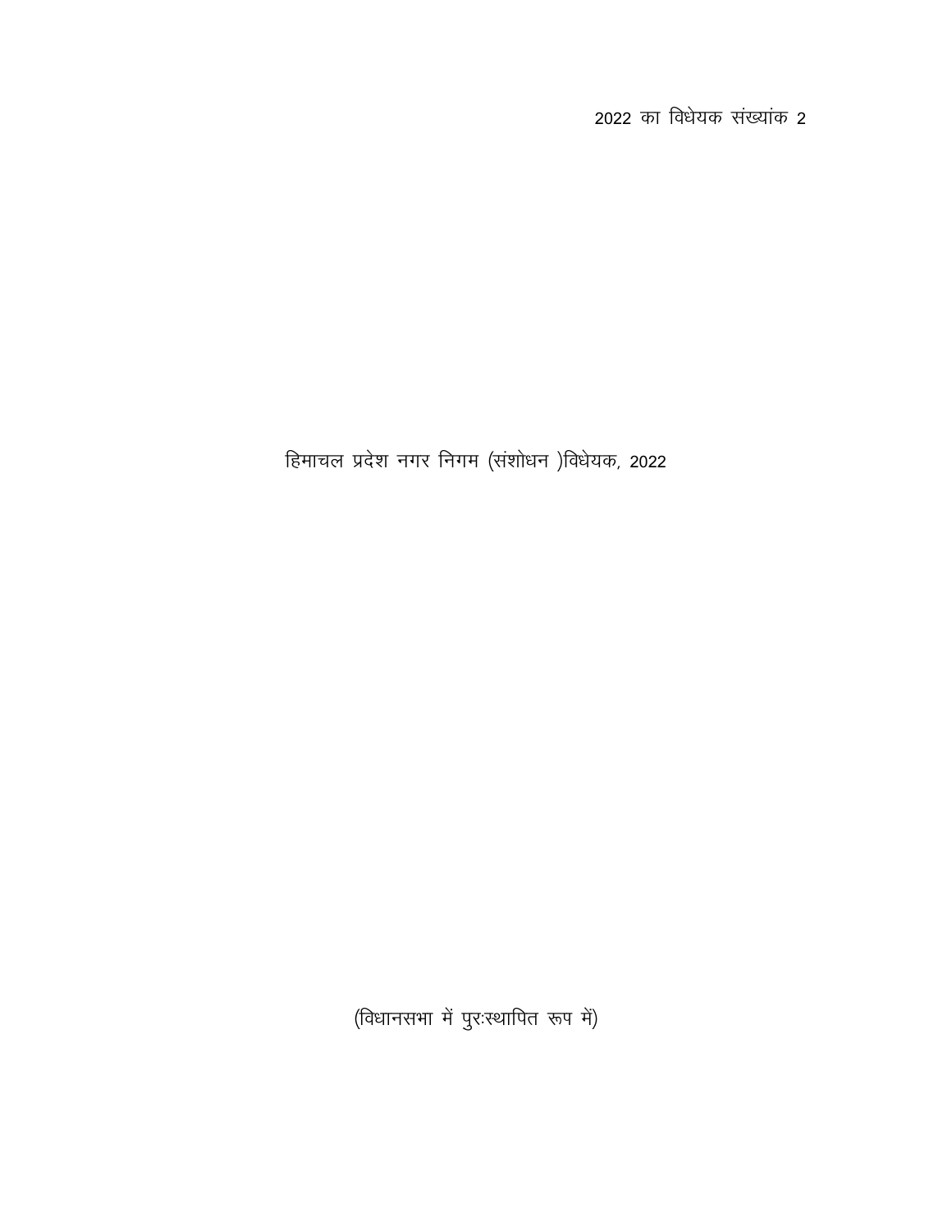2022 का विधेयक संख्यांक 2

# हिमाचल प्रदेश नगर निगम (संशोधन )विधेयक, 2022

(विधानसभा में पुरःस्थापित रूप में)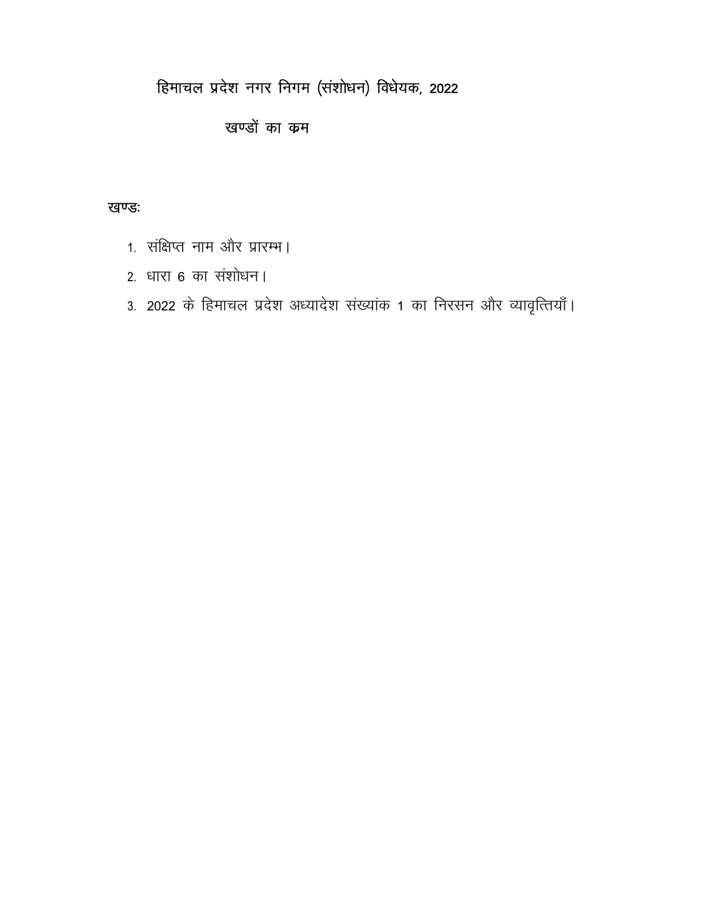# हिमाचल प्रदेश नगर निगम (संशोधन) विधेयक, 2022

## खण्डों का कम

खण्डः

1. संक्षिप्त नाम और प्रारम्भ।
2. धारा 6 का संशोधन।
3. 2022 के हिमाचल प्रदेश अध्यादेश संख्यांक 1 का निरसन और व्यावृत्तियाँ।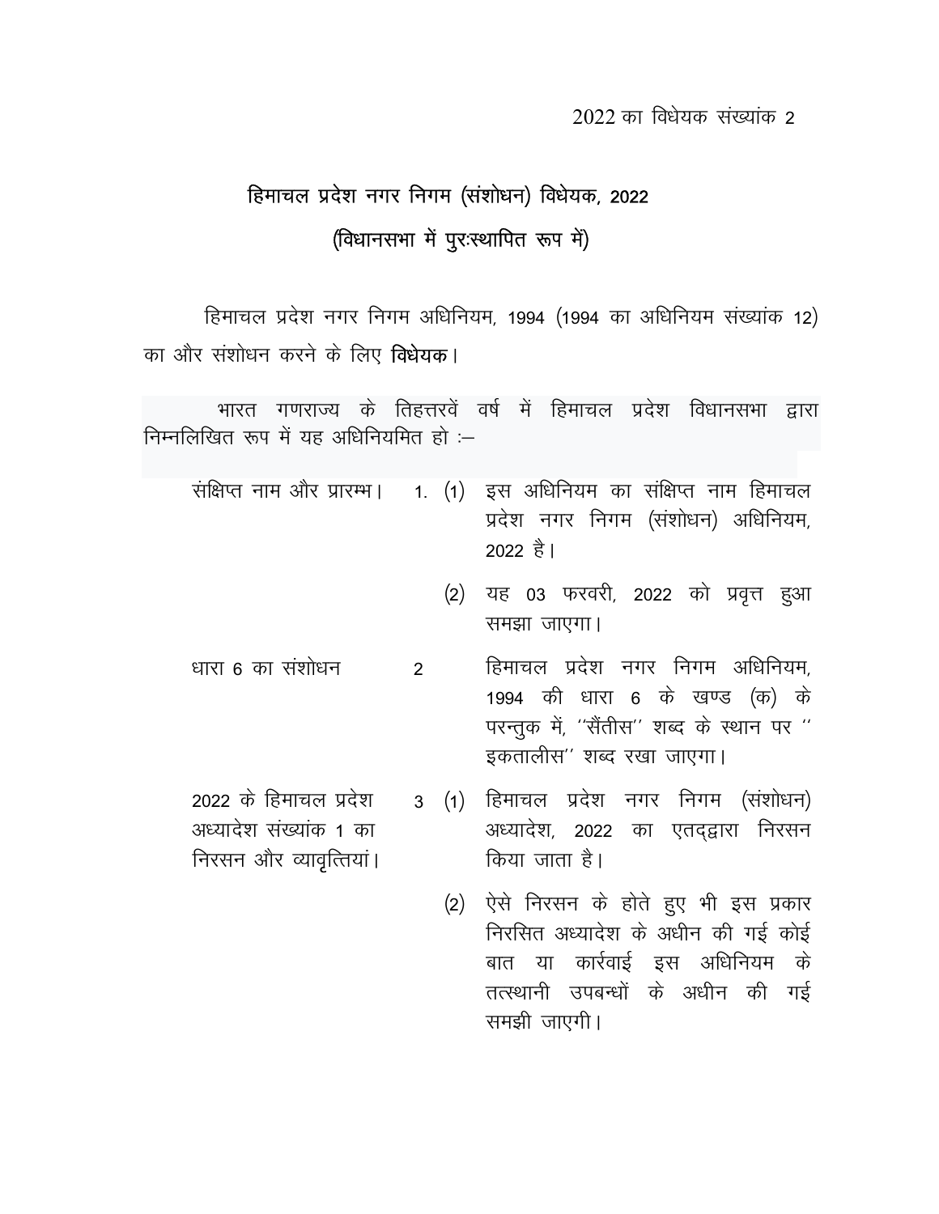2022 का विधेयक संख्यांक 2

## हिमाचल प्रदेश नगर निगम (संशोधन) विधेयक, 2022

### (विधानसभा में पुरःस्थापित रूप में)

हिमाचल प्रदेश नगर निगम अधिनियम, 1994 (1994 का अधिनियम संख्यांक 12) का और संशोधन करने के लिए **विधेयक**।

भारत गणराज्य के तिहत्तरवें वर्ष में हिमाचल प्रदेश विधानसभा द्वारा निम्नलिखित रूप में यह अधिनियमित हो :—

**संक्षिप्त नाम और प्रारम्भ।**

1. (1) इस अधिनियम का संक्षिप्त नाम हिमाचल प्रदेश नगर निगम (संशोधन) अधिनियम, 2022 है।

   (2) यह 03 फरवरी, 2022 को प्रवृत्त हुआ समझा जाएगा।

**धारा 6 का संशोधन**

2 हिमाचल प्रदेश नगर निगम अधिनियम, 1994 की धारा 6 के खण्ड (क) के परन्तुक में, ''सैंतीस'' शब्द के स्थान पर ''इकतालीस'' शब्द रखा जाएगा।

**2022 के हिमाचल प्रदेश अध्यादेश संख्यांक 1 का निरसन और व्यावृत्तियां।**

3 (1) हिमाचल प्रदेश नगर निगम (संशोधन) अध्यादेश, 2022 का एतद्द्वारा निरसन किया जाता है।

   (2) ऐसे निरसन के होते हुए भी इस प्रकार निरसित अध्यादेश के अधीन की गई कोई बात या कार्रवाई इस अधिनियम के तत्स्थानी उपबन्धों के अधीन की गई समझी जाएगी।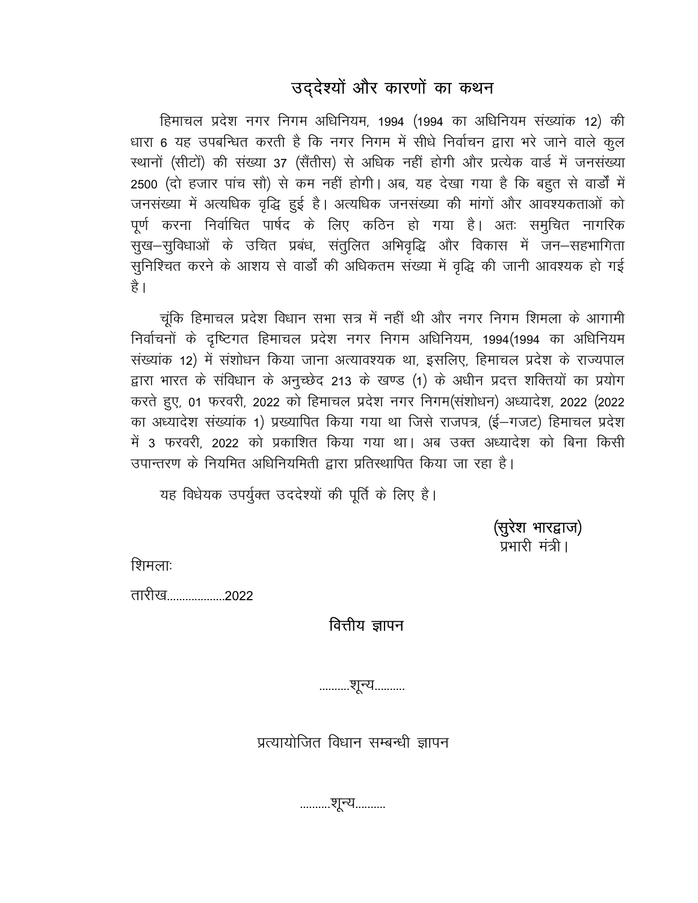## उद्देश्यों और कारणों का कथन

हिमाचल प्रदेश नगर निगम अधिनियम, 1994 (1994 का अधिनियम संख्यांक 12) की धारा 6 यह उपबन्धित करती है कि नगर निगम में सीधे निर्वाचन द्वारा भरे जाने वाले कुल स्थानों (सीटों) की संख्या 37 (सैंतीस) से अधिक नहीं होगी और प्रत्येक वार्ड में जनसंख्या 2500 (दो हजार पांच सौ) से कम नहीं होगी। अब, यह देखा गया है कि बहुत से वार्डों में जनसंख्या में अत्यधिक वृद्धि हुई है। अत्यधिक जनसंख्या की मांगों और आवश्यकताओं को पूर्ण करना निर्वाचित पार्षद के लिए कठिन हो गया है। अतः समुचित नागरिक सुख–सुविधाओं के उचित प्रबंध, संतुलित अभिवृद्धि और विकास में जन–सहभागिता सुनिश्चित करने के आशय से वार्डों की अधिकतम संख्या में वृद्धि की जानी आवश्यक हो गई है।

चूंकि हिमाचल प्रदेश विधान सभा सत्र में नहीं थी और नगर निगम शिमला के आगामी निर्वाचनों के दृष्टिगत हिमाचल प्रदेश नगर निगम अधिनियम, 1994(1994 का अधिनियम संख्यांक 12) में संशोधन किया जाना अत्यावश्यक था, इसलिए, हिमाचल प्रदेश के राज्यपाल द्वारा भारत के संविधान के अनुच्छेद 213 के खण्ड (1) के अधीन प्रदत्त शक्तियों का प्रयोग करते हुए, 01 फरवरी, 2022 को हिमाचल प्रदेश नगर निगम(संशोधन) अध्यादेश, 2022 (2022 का अध्यादेश संख्यांक 1) प्रख्यापित किया गया था जिसे राजपत्र, (ई–गजट) हिमाचल प्रदेश में 3 फरवरी, 2022 को प्रकाशित किया गया था। अब उक्त अध्यादेश को बिना किसी उपान्तरण के नियमित अधिनियमिती द्वारा प्रतिस्थापित किया जा रहा है।

यह विधेयक उपर्युक्त उददेश्यों की पूर्ति के लिए है।

**(सुरेश भारद्वाज)**
प्रभारी मंत्री।

शिमलाः

तारीख..................2022

## वित्तीय ज्ञापन

..........शून्य..........

## प्रत्यायोजित विधान सम्बन्धी ज्ञापन

..........शून्य..........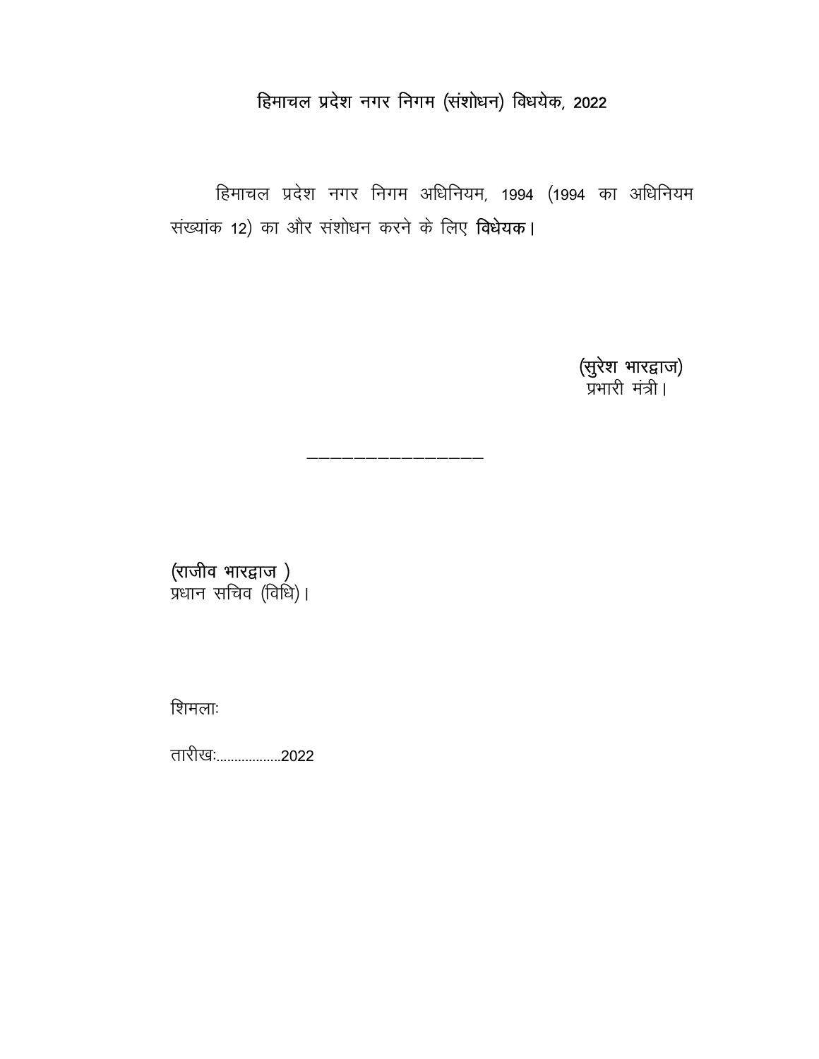# हिमाचल प्रदेश नगर निगम (संशोधन) विधेयक, 2022

हिमाचल प्रदेश नगर निगम अधिनियम, 1994 (1994 का अधिनियम संख्यांक 12) का और संशोधन करने के लिए **विधेयक**।

(सुरेश भारद्वाज)
प्रभारी मंत्री।

---

(राजीव भारद्वाज )
प्रधान सचिव (विधि)।

शिमलाः

तारीखः.................2022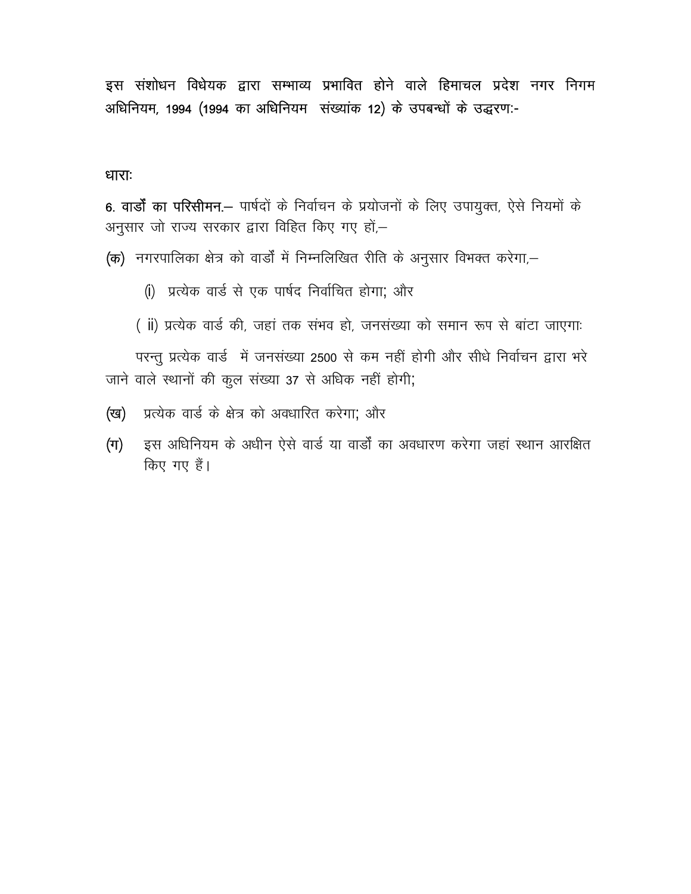इस संशोधन विधेयक द्वारा सम्भाव्य प्रभावित होने वाले हिमाचल प्रदेश नगर निगम अधिनियम, 1994 (1994 का अधिनियम संख्यांक 12) के उपबन्धों के उद्धरण:-

धाराः

**6. वार्डों का परिसीमन.**– पार्षदों के निर्वाचन के प्रयोजनों के लिए उपायुक्त, ऐसे नियमों के अनुसार जो राज्य सरकार द्वारा विहित किए गए हों,–

(क) नगरपालिका क्षेत्र को वार्डों में निम्नलिखित रीति के अनुसार विभक्त करेगा,–

(i) प्रत्येक वार्ड से एक पार्षद निर्वाचित होगा; और

( ii) प्रत्येक वार्ड की, जहां तक संभव हो, जनसंख्या को समान रूप से बांटा जाएगाः

परन्तु प्रत्येक वार्ड में जनसंख्या 2500 से कम नहीं होगी और सीधे निर्वाचन द्वारा भरे जाने वाले स्थानों की कुल संख्या 37 से अधिक नहीं होगी;

(ख) प्रत्येक वार्ड के क्षेत्र को अवधारित करेगा; और

(ग) इस अधिनियम के अधीन ऐसे वार्ड या वार्डों का अवधारण करेगा जहां स्थान आरक्षित किए गए हैं।